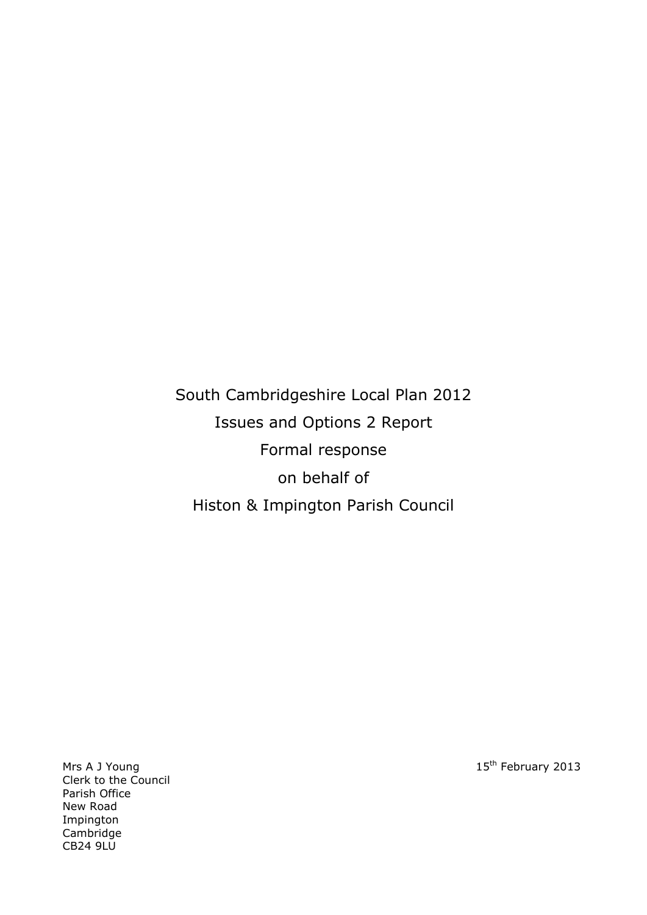South Cambridgeshire Local Plan 2012

Issues and Options 2 Report

Formal response

on behalf of

Histon & Impington Parish Council

Mrs A J Young
Clerk to the Council
Parish Office
New Road
Impington
Cambridge
CB24 9LU

15th February 2013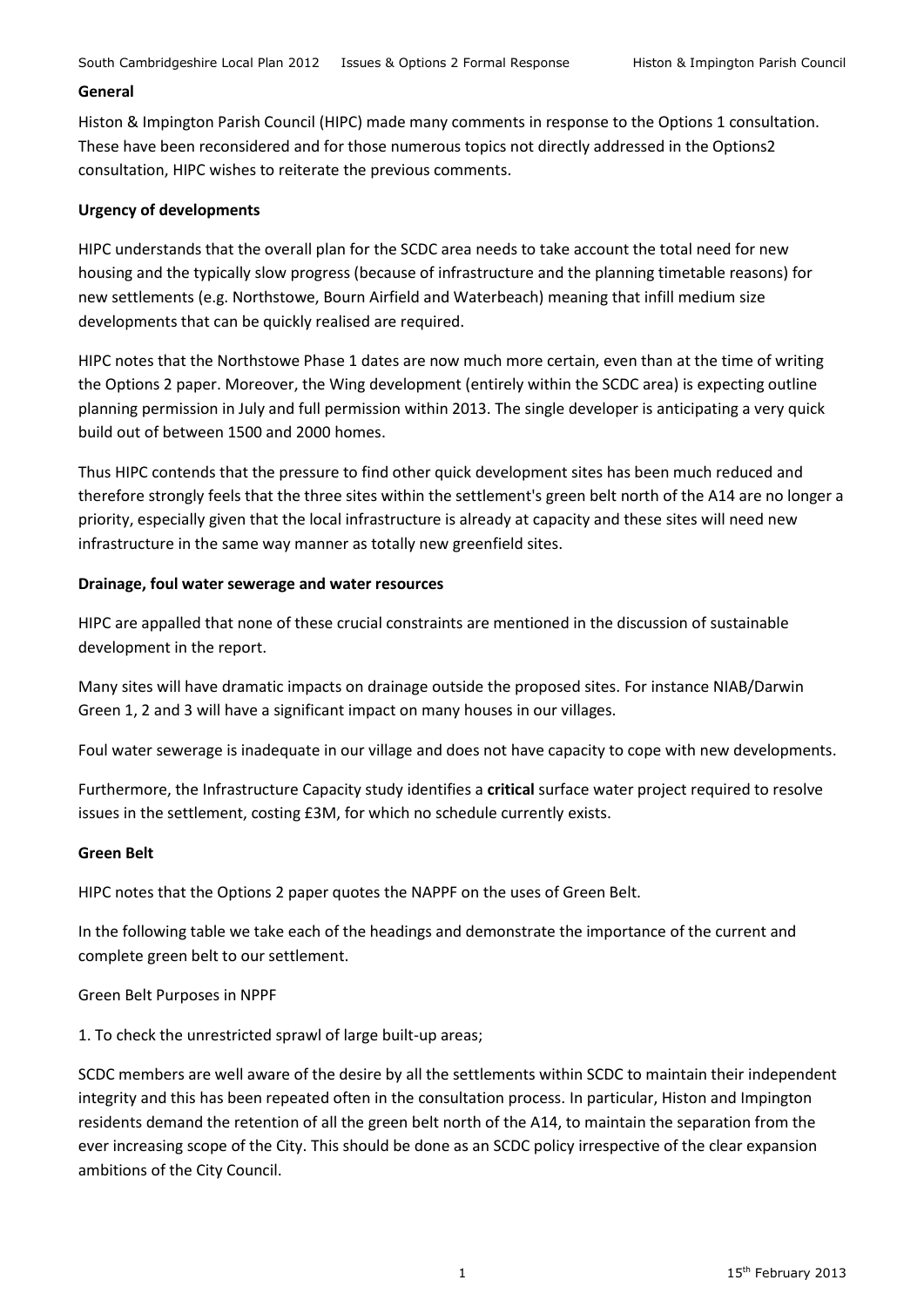**General**

Histon & Impington Parish Council (HIPC) made many comments in response to the Options 1 consultation. These have been reconsidered and for those numerous topics not directly addressed in the Options2 consultation, HIPC wishes to reiterate the previous comments.

**Urgency of developments**

HIPC understands that the overall plan for the SCDC area needs to take account the total need for new housing and the typically slow progress (because of infrastructure and the planning timetable reasons) for new settlements (e.g. Northstowe, Bourn Airfield and Waterbeach) meaning that infill medium size developments that can be quickly realised are required.

HIPC notes that the Northstowe Phase 1 dates are now much more certain, even than at the time of writing the Options 2 paper. Moreover, the Wing development (entirely within the SCDC area) is expecting outline planning permission in July and full permission within 2013. The single developer is anticipating a very quick build out of between 1500 and 2000 homes.

Thus HIPC contends that the pressure to find other quick development sites has been much reduced and therefore strongly feels that the three sites within the settlement's green belt north of the A14 are no longer a priority, especially given that the local infrastructure is already at capacity and these sites will need new infrastructure in the same way manner as totally new greenfield sites.

**Drainage, foul water sewerage and water resources**

HIPC are appalled that none of these crucial constraints are mentioned in the discussion of sustainable development in the report.

Many sites will have dramatic impacts on drainage outside the proposed sites. For instance NIAB/Darwin Green 1, 2 and 3 will have a significant impact on many houses in our villages.

Foul water sewerage is inadequate in our village and does not have capacity to cope with new developments.

Furthermore, the Infrastructure Capacity study identifies a **critical** surface water project required to resolve issues in the settlement, costing £3M, for which no schedule currently exists.

**Green Belt**

HIPC notes that the Options 2 paper quotes the NAPPF on the uses of Green Belt.

In the following table we take each of the headings and demonstrate the importance of the current and complete green belt to our settlement.

Green Belt Purposes in NPPF

1. To check the unrestricted sprawl of large built-up areas;

SCDC members are well aware of the desire by all the settlements within SCDC to maintain their independent integrity and this has been repeated often in the consultation process. In particular, Histon and Impington residents demand the retention of all the green belt north of the A14, to maintain the separation from the ever increasing scope of the City. This should be done as an SCDC policy irrespective of the clear expansion ambitions of the City Council.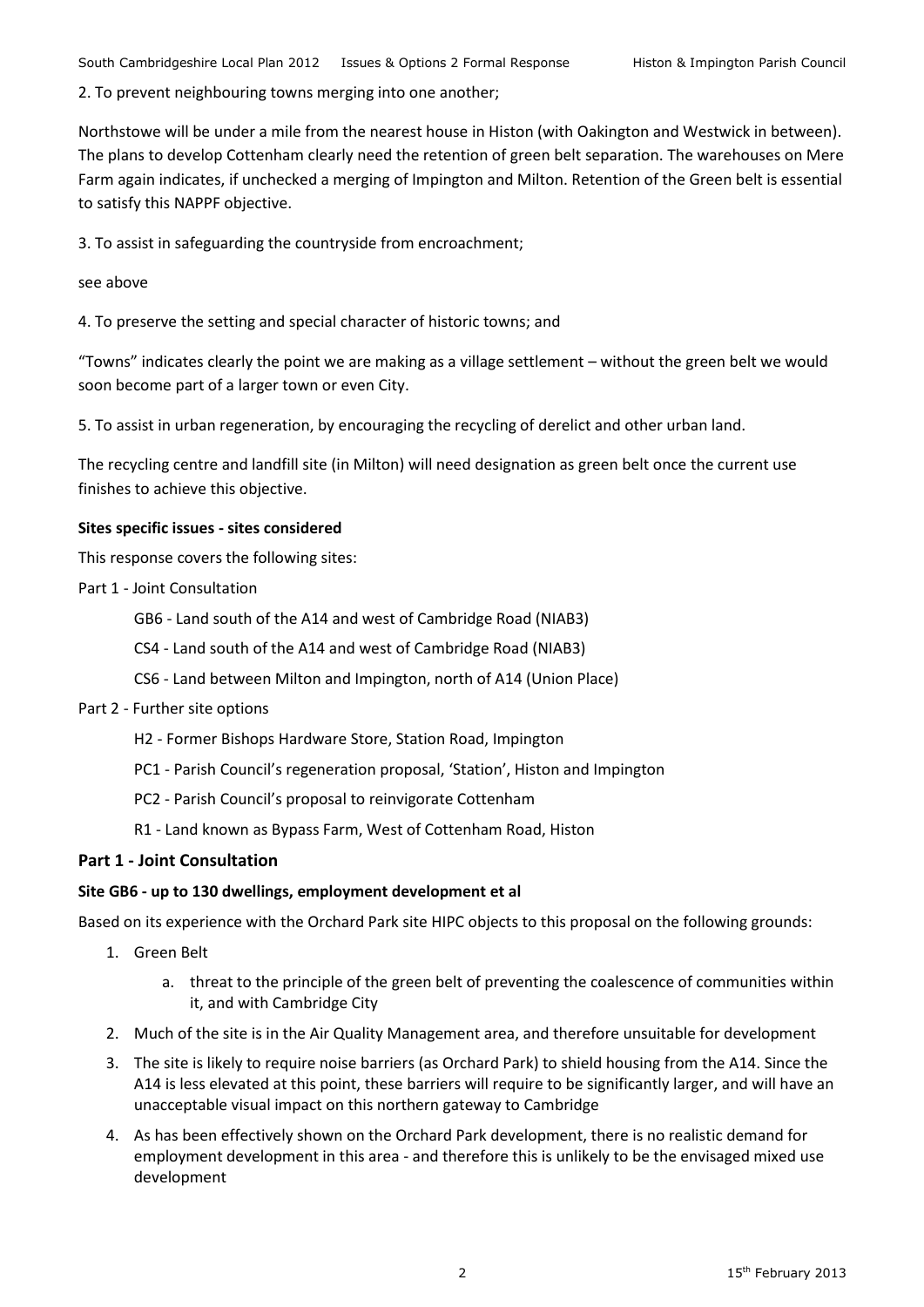2. To prevent neighbouring towns merging into one another;

Northstowe will be under a mile from the nearest house in Histon (with Oakington and Westwick in between). The plans to develop Cottenham clearly need the retention of green belt separation. The warehouses on Mere Farm again indicates, if unchecked a merging of Impington and Milton. Retention of the Green belt is essential to satisfy this NAPPF objective.

3. To assist in safeguarding the countryside from encroachment;

see above

4. To preserve the setting and special character of historic towns; and

"Towns" indicates clearly the point we are making as a village settlement – without the green belt we would soon become part of a larger town or even City.

5. To assist in urban regeneration, by encouraging the recycling of derelict and other urban land.

The recycling centre and landfill site (in Milton) will need designation as green belt once the current use finishes to achieve this objective.

**Sites specific issues - sites considered**

This response covers the following sites:

Part 1 - Joint Consultation

- GB6 - Land south of the A14 and west of Cambridge Road (NIAB3)
- CS4 - Land south of the A14 and west of Cambridge Road (NIAB3)
- CS6 - Land between Milton and Impington, north of A14 (Union Place)

Part 2 - Further site options

- H2 - Former Bishops Hardware Store, Station Road, Impington
- PC1 - Parish Council's regeneration proposal, 'Station', Histon and Impington
- PC2 - Parish Council's proposal to reinvigorate Cottenham
- R1 - Land known as Bypass Farm, West of Cottenham Road, Histon

## Part 1 - Joint Consultation

**Site GB6 - up to 130 dwellings, employment development et al**

Based on its experience with the Orchard Park site HIPC objects to this proposal on the following grounds:

1. Green Belt
   a. threat to the principle of the green belt of preventing the coalescence of communities within it, and with Cambridge City
2. Much of the site is in the Air Quality Management area, and therefore unsuitable for development
3. The site is likely to require noise barriers (as Orchard Park) to shield housing from the A14. Since the A14 is less elevated at this point, these barriers will require to be significantly larger, and will have an unacceptable visual impact on this northern gateway to Cambridge
4. As has been effectively shown on the Orchard Park development, there is no realistic demand for employment development in this area - and therefore this is unlikely to be the envisaged mixed use development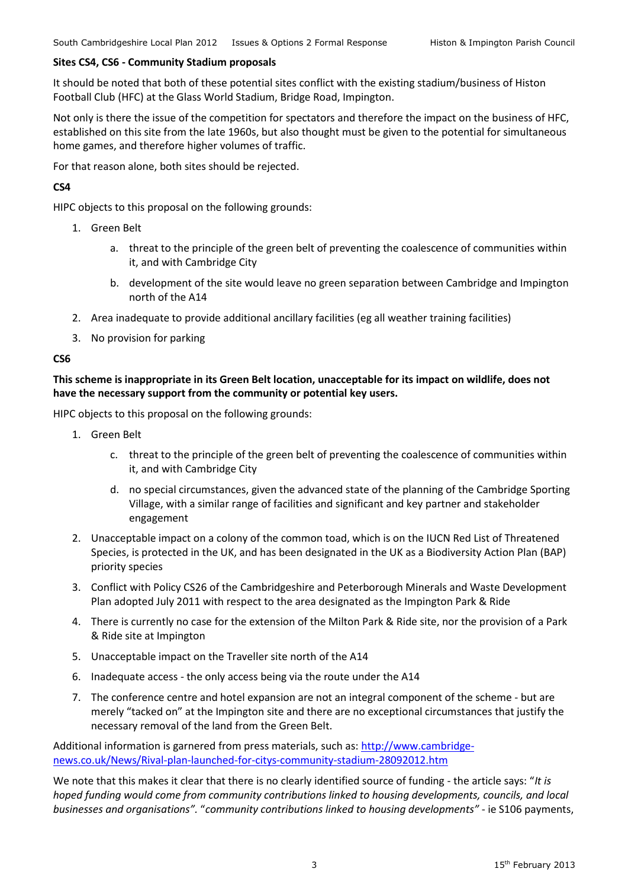**Sites CS4, CS6 - Community Stadium proposals**

It should be noted that both of these potential sites conflict with the existing stadium/business of Histon Football Club (HFC) at the Glass World Stadium, Bridge Road, Impington.

Not only is there the issue of the competition for spectators and therefore the impact on the business of HFC, established on this site from the late 1960s, but also thought must be given to the potential for simultaneous home games, and therefore higher volumes of traffic.

For that reason alone, both sites should be rejected.

**CS4**

HIPC objects to this proposal on the following grounds:

1. Green Belt
   a. threat to the principle of the green belt of preventing the coalescence of communities within it, and with Cambridge City
   b. development of the site would leave no green separation between Cambridge and Impington north of the A14
2. Area inadequate to provide additional ancillary facilities (eg all weather training facilities)
3. No provision for parking

**CS6**

**This scheme is inappropriate in its Green Belt location, unacceptable for its impact on wildlife, does not have the necessary support from the community or potential key users.**

HIPC objects to this proposal on the following grounds:

1. Green Belt
   c. threat to the principle of the green belt of preventing the coalescence of communities within it, and with Cambridge City
   d. no special circumstances, given the advanced state of the planning of the Cambridge Sporting Village, with a similar range of facilities and significant and key partner and stakeholder engagement
2. Unacceptable impact on a colony of the common toad, which is on the IUCN Red List of Threatened Species, is protected in the UK, and has been designated in the UK as a Biodiversity Action Plan (BAP) priority species
3. Conflict with Policy CS26 of the Cambridgeshire and Peterborough Minerals and Waste Development Plan adopted July 2011 with respect to the area designated as the Impington Park & Ride
4. There is currently no case for the extension of the Milton Park & Ride site, nor the provision of a Park & Ride site at Impington
5. Unacceptable impact on the Traveller site north of the A14
6. Inadequate access - the only access being via the route under the A14
7. The conference centre and hotel expansion are not an integral component of the scheme - but are merely "tacked on" at the Impington site and there are no exceptional circumstances that justify the necessary removal of the land from the Green Belt.

Additional information is garnered from press materials, such as: [http://www.cambridge-news.co.uk/News/Rival-plan-launched-for-citys-community-stadium-28092012.htm](http://www.cambridge-news.co.uk/News/Rival-plan-launched-for-citys-community-stadium-28092012.htm)

We note that this makes it clear that there is no clearly identified source of funding - the article says: "*It is hoped funding would come from community contributions linked to housing developments, councils, and local businesses and organisations*". "*community contributions linked to housing developments"* - ie S106 payments,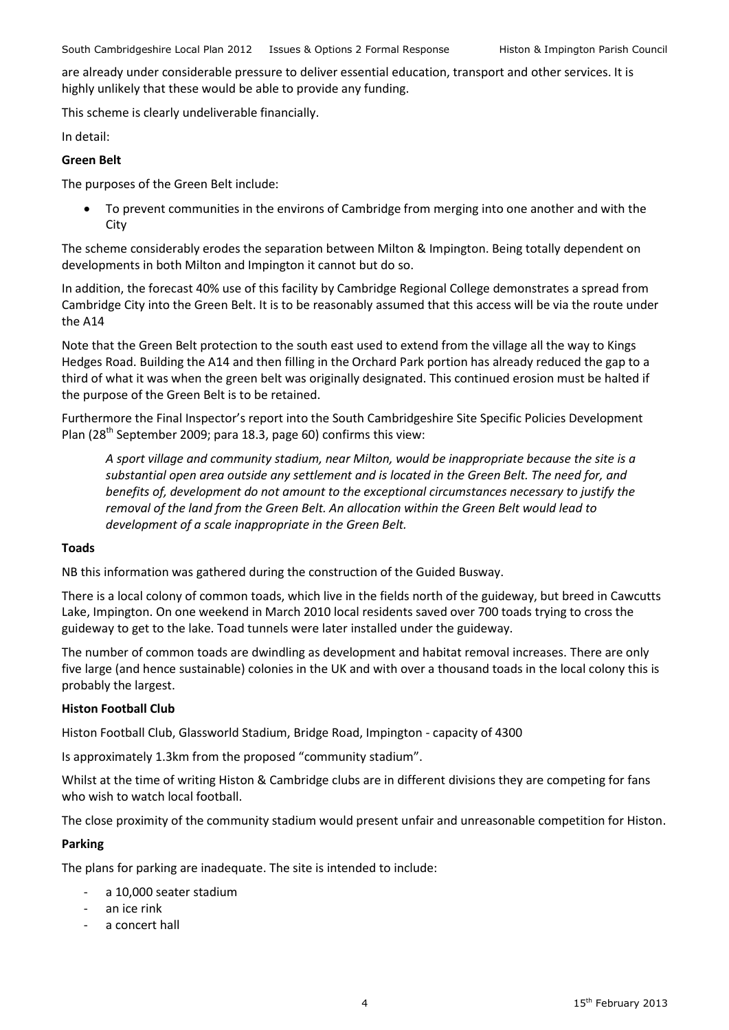are already under considerable pressure to deliver essential education, transport and other services. It is highly unlikely that these would be able to provide any funding.

This scheme is clearly undeliverable financially.

In detail:

**Green Belt**

The purposes of the Green Belt include:

- To prevent communities in the environs of Cambridge from merging into one another and with the City

The scheme considerably erodes the separation between Milton & Impington. Being totally dependent on developments in both Milton and Impington it cannot but do so.

In addition, the forecast 40% use of this facility by Cambridge Regional College demonstrates a spread from Cambridge City into the Green Belt. It is to be reasonably assumed that this access will be via the route under the A14

Note that the Green Belt protection to the south east used to extend from the village all the way to Kings Hedges Road. Building the A14 and then filling in the Orchard Park portion has already reduced the gap to a third of what it was when the green belt was originally designated. This continued erosion must be halted if the purpose of the Green Belt is to be retained.

Furthermore the Final Inspector's report into the South Cambridgeshire Site Specific Policies Development Plan (28th September 2009; para 18.3, page 60) confirms this view:

> *A sport village and community stadium, near Milton, would be inappropriate because the site is a substantial open area outside any settlement and is located in the Green Belt. The need for, and benefits of, development do not amount to the exceptional circumstances necessary to justify the removal of the land from the Green Belt. An allocation within the Green Belt would lead to development of a scale inappropriate in the Green Belt.*

**Toads**

NB this information was gathered during the construction of the Guided Busway.

There is a local colony of common toads, which live in the fields north of the guideway, but breed in Cawcutts Lake, Impington. On one weekend in March 2010 local residents saved over 700 toads trying to cross the guideway to get to the lake. Toad tunnels were later installed under the guideway.

The number of common toads are dwindling as development and habitat removal increases. There are only five large (and hence sustainable) colonies in the UK and with over a thousand toads in the local colony this is probably the largest.

**Histon Football Club**

Histon Football Club, Glassworld Stadium, Bridge Road, Impington - capacity of 4300

Is approximately 1.3km from the proposed "community stadium".

Whilst at the time of writing Histon & Cambridge clubs are in different divisions they are competing for fans who wish to watch local football.

The close proximity of the community stadium would present unfair and unreasonable competition for Histon.

**Parking**

The plans for parking are inadequate. The site is intended to include:

- a 10,000 seater stadium
- an ice rink
- a concert hall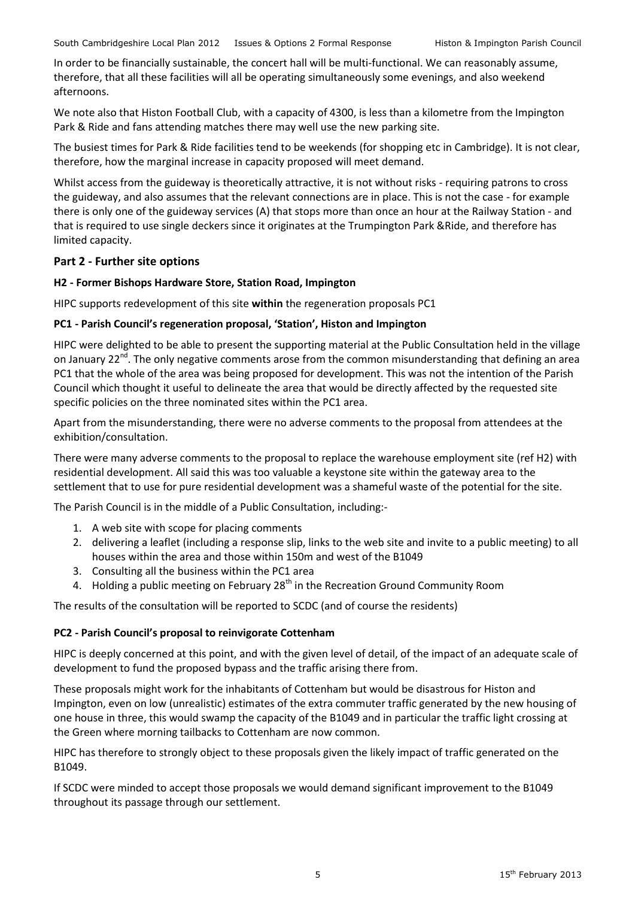In order to be financially sustainable, the concert hall will be multi-functional. We can reasonably assume, therefore, that all these facilities will all be operating simultaneously some evenings, and also weekend afternoons.

We note also that Histon Football Club, with a capacity of 4300, is less than a kilometre from the Impington Park & Ride and fans attending matches there may well use the new parking site.

The busiest times for Park & Ride facilities tend to be weekends (for shopping etc in Cambridge). It is not clear, therefore, how the marginal increase in capacity proposed will meet demand.

Whilst access from the guideway is theoretically attractive, it is not without risks - requiring patrons to cross the guideway, and also assumes that the relevant connections are in place. This is not the case - for example there is only one of the guideway services (A) that stops more than once an hour at the Railway Station - and that is required to use single deckers since it originates at the Trumpington Park &Ride, and therefore has limited capacity.

## Part 2 - Further site options

### H2 - Former Bishops Hardware Store, Station Road, Impington

HIPC supports redevelopment of this site **within** the regeneration proposals PC1

### PC1 - Parish Council's regeneration proposal, 'Station', Histon and Impington

HIPC were delighted to be able to present the supporting material at the Public Consultation held in the village on January 22nd. The only negative comments arose from the common misunderstanding that defining an area PC1 that the whole of the area was being proposed for development. This was not the intention of the Parish Council which thought it useful to delineate the area that would be directly affected by the requested site specific policies on the three nominated sites within the PC1 area.

Apart from the misunderstanding, there were no adverse comments to the proposal from attendees at the exhibition/consultation.

There were many adverse comments to the proposal to replace the warehouse employment site (ref H2) with residential development. All said this was too valuable a keystone site within the gateway area to the settlement that to use for pure residential development was a shameful waste of the potential for the site.

The Parish Council is in the middle of a Public Consultation, including:-

1. A web site with scope for placing comments
2. delivering a leaflet (including a response slip, links to the web site and invite to a public meeting) to all houses within the area and those within 150m and west of the B1049
3. Consulting all the business within the PC1 area
4. Holding a public meeting on February 28th in the Recreation Ground Community Room

The results of the consultation will be reported to SCDC (and of course the residents)

### PC2 - Parish Council's proposal to reinvigorate Cottenham

HIPC is deeply concerned at this point, and with the given level of detail, of the impact of an adequate scale of development to fund the proposed bypass and the traffic arising there from.

These proposals might work for the inhabitants of Cottenham but would be disastrous for Histon and Impington, even on low (unrealistic) estimates of the extra commuter traffic generated by the new housing of one house in three, this would swamp the capacity of the B1049 and in particular the traffic light crossing at the Green where morning tailbacks to Cottenham are now common.

HIPC has therefore to strongly object to these proposals given the likely impact of traffic generated on the B1049.

If SCDC were minded to accept those proposals we would demand significant improvement to the B1049 throughout its passage through our settlement.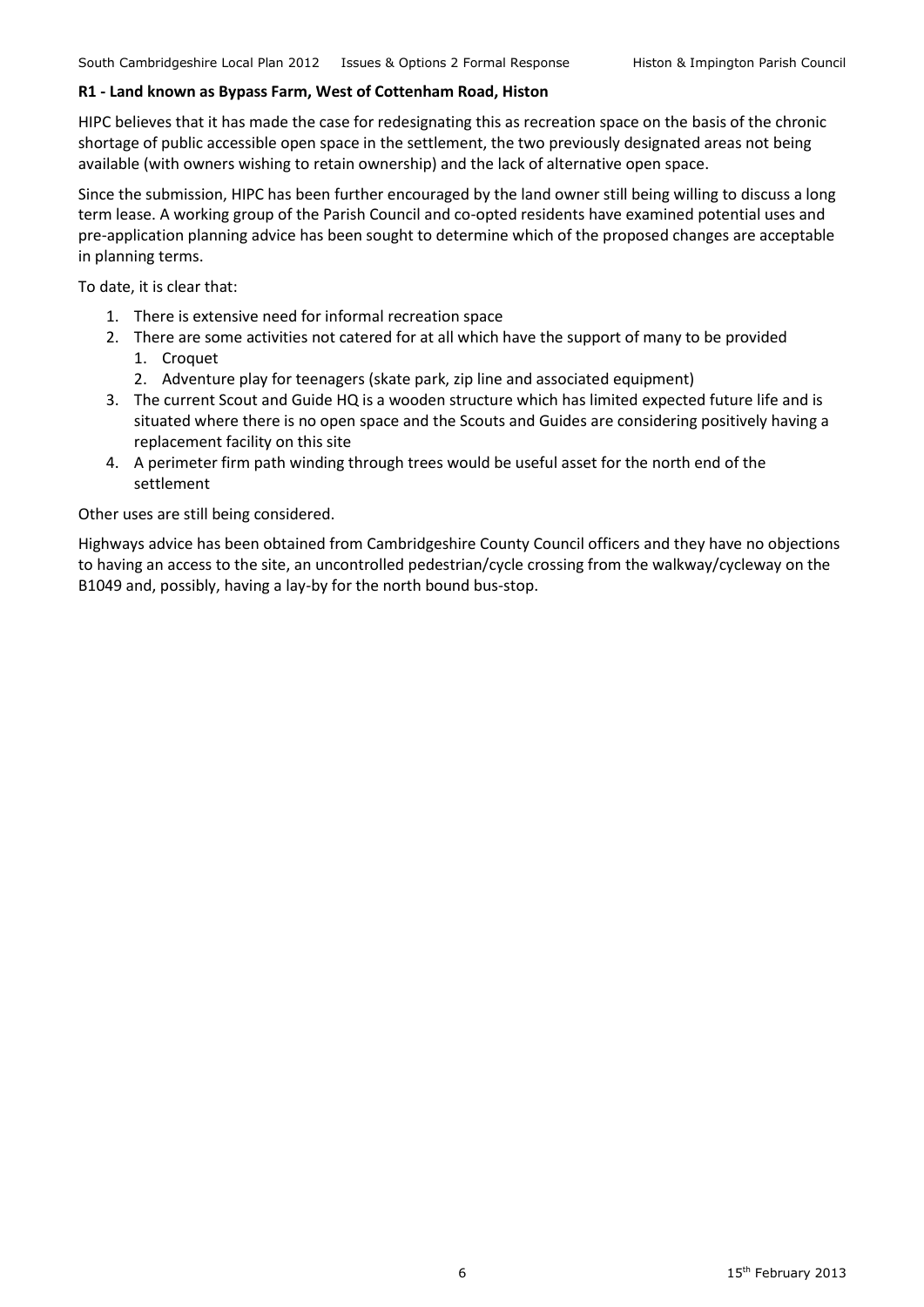**R1 - Land known as Bypass Farm, West of Cottenham Road, Histon**

HIPC believes that it has made the case for redesignating this as recreation space on the basis of the chronic shortage of public accessible open space in the settlement, the two previously designated areas not being available (with owners wishing to retain ownership) and the lack of alternative open space.

Since the submission, HIPC has been further encouraged by the land owner still being willing to discuss a long term lease. A working group of the Parish Council and co-opted residents have examined potential uses and pre-application planning advice has been sought to determine which of the proposed changes are acceptable in planning terms.

To date, it is clear that:

1. There is extensive need for informal recreation space
2. There are some activities not catered for at all which have the support of many to be provided
   1. Croquet
   2. Adventure play for teenagers (skate park, zip line and associated equipment)
3. The current Scout and Guide HQ is a wooden structure which has limited expected future life and is situated where there is no open space and the Scouts and Guides are considering positively having a replacement facility on this site
4. A perimeter firm path winding through trees would be useful asset for the north end of the settlement

Other uses are still being considered.

Highways advice has been obtained from Cambridgeshire County Council officers and they have no objections to having an access to the site, an uncontrolled pedestrian/cycle crossing from the walkway/cycleway on the B1049 and, possibly, having a lay-by for the north bound bus-stop.